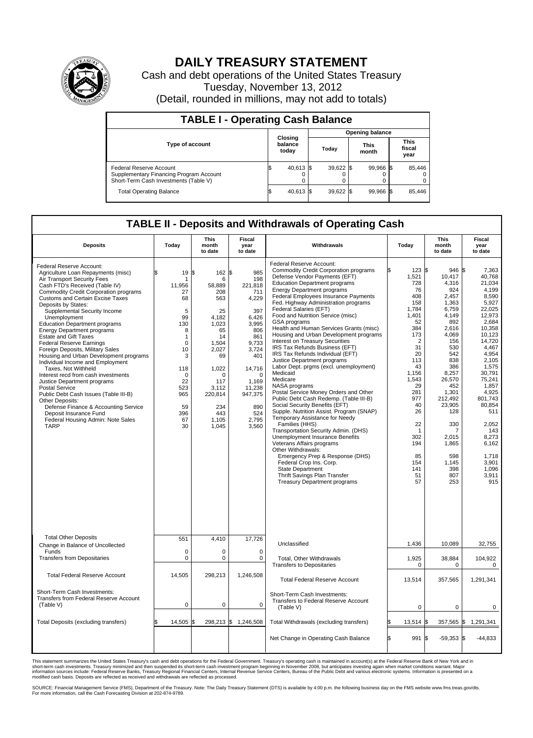# DAILY TREASURY STATEMENT

Cash and debt operations of the United States Treasury

Tuesday, November 13, 2012

(Detail, rounded in millions, may not add to totals)

## TABLE I - Operating Cash Balance

| Type of account | Closing balance today | Opening balance Today | Opening balance This month | Opening balance This fiscal year |
|---|---|---|---|---|
| Federal Reserve Account | $ 40,613 | $ 39,622 | $ 99,966 | $ 85,446 |
| Supplementary Financing Program Account | 0 | 0 | 0 | 0 |
| Short-Term Cash Investments (Table V) | 0 | 0 | 0 | 0 |
| Total Operating Balance | $ 40,613 | $ 39,622 | $ 99,966 | $ 85,446 |

## TABLE II - Deposits and Withdrawals of Operating Cash

| Deposits | Today | This month to date | Fiscal year to date | Withdrawals | Today | This month to date | Fiscal year to date |
|---|---|---|---|---|---|---|---|
| Federal Reserve Account: | | | | Federal Reserve Account: | | | |
| Agriculture Loan Repayments (misc) | $ 19 | $ 162 | $ 985 | Commodity Credit Corporation programs | $ 123 | $ 946 | $ 7,363 |
| Air Transport Security Fees | 1 | 6 | 198 | Defense Vendor Payments (EFT) | 1,521 | 10,417 | 40,768 |
| Cash FTD's Received (Table IV) | 11,956 | 58,889 | 221,818 | Education Department programs | 728 | 4,316 | 21,034 |
| Commodity Credit Corporation programs | 27 | 208 | 711 | Energy Department programs | 76 | 924 | 4,199 |
| Customs and Certain Excise Taxes | 68 | 563 | 4,229 | Federal Employees Insurance Payments | 408 | 2,457 | 8,590 |
| Deposits by States: | | | | Fed. Highway Administration programs | 158 | 1,363 | 5,927 |
| Supplemental Security Income | 5 | 25 | 397 | Federal Salaries (EFT) | 1,784 | 6,759 | 22,025 |
| Unemployment | 99 | 4,182 | 6,426 | Food and Nutrition Service (misc) | 1,401 | 4,149 | 12,973 |
| Education Department programs | 130 | 1,023 | 3,995 | GSA programs | 52 | 892 | 2,684 |
| Energy Department programs | 8 | 65 | 806 | Health and Human Services Grants (misc) | 384 | 2,616 | 10,358 |
| Estate and Gift Taxes | 1 | 14 | 861 | Housing and Urban Development programs | 173 | 4,069 | 10,123 |
| Federal Reserve Earnings | 0 | 1,504 | 9,733 | Interest on Treasury Securities | 2 | 156 | 14,720 |
| Foreign Deposits, Military Sales | 10 | 2,027 | 3,724 | IRS Tax Refunds Business (EFT) | 31 | 530 | 4,467 |
| Housing and Urban Development programs | 3 | 69 | 401 | IRS Tax Refunds Individual (EFT) | 20 | 542 | 4,954 |
| Individual Income and Employment | | | | Justice Department programs | 113 | 838 | 2,105 |
| Taxes, Not Withheld | 118 | 1,022 | 14,716 | Labor Dept. prgms (excl. unemployment) | 43 | 386 | 1,575 |
| Interest recd from cash investments | 0 | 0 | 0 | Medicaid | 1,156 | 8,257 | 30,791 |
| Justice Department programs | 22 | 117 | 1,169 | Medicare | 1,543 | 26,570 | 75,241 |
| Postal Service | 523 | 3,112 | 11,238 | NASA programs | 29 | 452 | 1,857 |
| Public Debt Cash Issues (Table III-B) | 965 | 220,814 | 947,375 | Postal Service Money Orders and Other | 281 | 1,301 | 4,925 |
| Other Deposits: | | | | Public Debt Cash Redemp. (Table III-B) | 977 | 212,492 | 801,743 |
| Defense Finance & Accounting Service | 59 | 234 | 890 | Social Security Benefits (EFT) | 40 | 23,905 | 80,854 |
| Deposit Insurance Fund | 396 | 443 | 524 | Supple. Nutrition Assist. Program (SNAP) | 26 | 128 | 511 |
| Federal Housing Admin: Note Sales | 67 | 1,105 | 2,795 | Temporary Assistance for Needy | | | |
| TARP | 30 | 1,045 | 3,560 | Families (HHS) | 22 | 330 | 2,052 |
| | | | | Transportation Security Admin. (DHS) | 1 | 7 | 143 |
| | | | | Unemployment Insurance Benefits | 302 | 2,015 | 8,273 |
| | | | | Veterans Affairs programs | 194 | 1,865 | 6,162 |
| | | | | Other Withdrawals: | | | |
| | | | | Emergency Prep & Response (DHS) | 85 | 598 | 1,718 |
| | | | | Federal Crop Ins. Corp. | 154 | 1,145 | 3,901 |
| | | | | State Department | 141 | 398 | 1,096 |
| | | | | Thrift Savings Plan Transfer | 51 | 807 | 3,911 |
| | | | | Treasury Department programs | 57 | 253 | 915 |
| Total Other Deposits | 551 | 4,410 | 17,726 | Unclassified | 1,436 | 10,089 | 32,755 |
| Change in Balance of Uncollected Funds | 0 | 0 | 0 | | | | |
| Transfers from Depositaries | 0 | 0 | 0 | Total, Other Withdrawals | 1,925 | 38,884 | 104,922 |
| | | | | Transfers to Depositaries | 0 | 0 | 0 |
| Total Federal Reserve Account | 14,505 | 298,213 | 1,246,508 | Total Federal Reserve Account | 13,514 | 357,565 | 1,291,341 |
| Short-Term Cash Investments: Transfers from Federal Reserve Account (Table V) | 0 | 0 | 0 | Short-Term Cash Investments: Transfers to Federal Reserve Account (Table V) | 0 | 0 | 0 |
| Total Deposits (excluding transfers) | $ 14,505 | $ 298,213 | $ 1,246,508 | Total Withdrawals (excluding transfers) | $ 13,514 | $ 357,565 | $ 1,291,341 |
| | | | | Net Change in Operating Cash Balance | $ 991 | $ -59,353 | $ -44,833 |

This statement summarizes the United States Treasury's cash and debt operations for the Federal Government. Treasury's operating cash is maintained in account(s) at the Federal Reserve Bank of New York and in short-term cash investments. Treasury minimized and then suspended its short-term cash investment program beginning in November 2008, but anticipates investing again when market conditions warrant. Major information sources include: Federal Reserve Banks, Treasury Regional Financial Centers, Internal Revenue Service Centers, Bureau of the Public Debt and various electronic systems. Information is presented on a modified cash basis. Deposits are reflected as received and withdrawals are reflected as processed.

SOURCE: Financial Management Service (FMS), Department of the Treasury. Note: The Daily Treasury Statement (DTS) is available by 4:00 p.m. the following business day on the FMS website www.fms.treas.gov/dts. For more information, call the Cash Forecasting Division at 202-874-9789.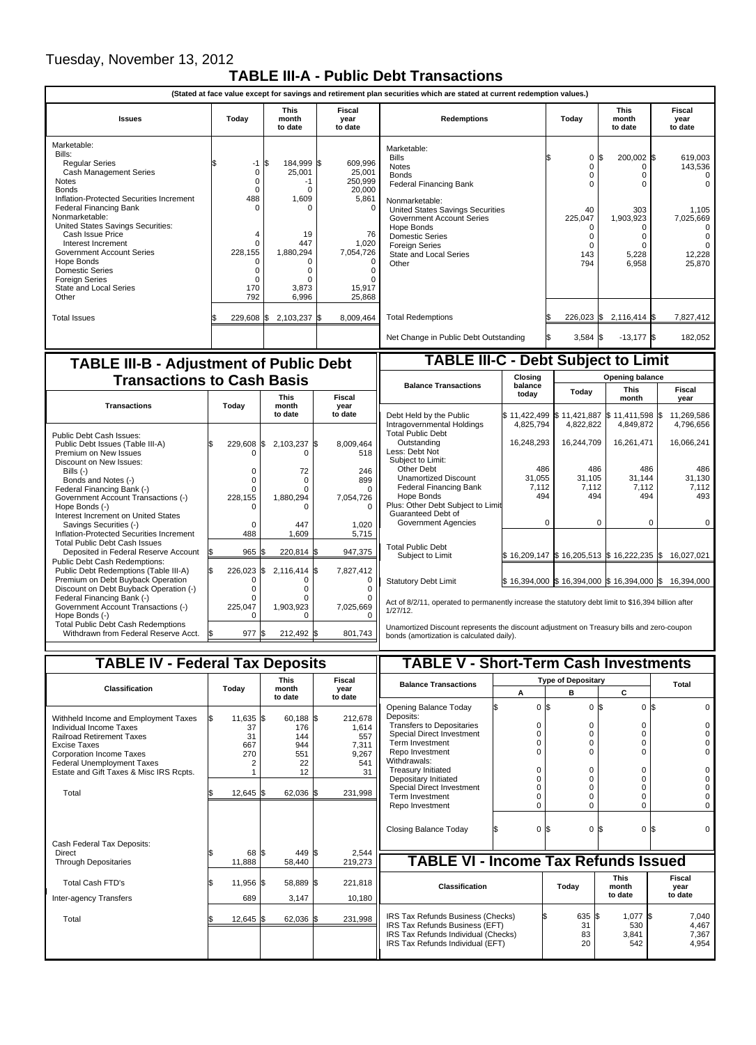Tuesday, November 13, 2012

# TABLE III-A - Public Debt Transactions

(Stated at face value except for savings and retirement plan securities which are stated at current redemption values.)

| Issues | Today | This month to date | Fiscal year to date |
|---|---|---|---|
| Marketable: | | | |
| Bills: | | | |
| Regular Series | $ -1 | $ 184,999 | $ 609,996 |
| Cash Management Series | 0 | 25,001 | 25,001 |
| Notes | 0 | -1 | 250,999 |
| Bonds | 0 | 0 | 20,000 |
| Inflation-Protected Securities Increment | 488 | 1,609 | 5,861 |
| Federal Financing Bank | 0 | 0 | 0 |
| Nonmarketable: | | | |
| United States Savings Securities: | | | |
| Cash Issue Price | 4 | 19 | 76 |
| Interest Increment | 0 | 447 | 1,020 |
| Government Account Series | 228,155 | 1,880,294 | 7,054,726 |
| Hope Bonds | 0 | 0 | 0 |
| Domestic Series | 0 | 0 | 0 |
| Foreign Series | 0 | 0 | 0 |
| State and Local Series | 170 | 3,873 | 15,917 |
| Other | 792 | 6,996 | 25,868 |
| Total Issues | $ 229,608 | $ 2,103,237 | $ 8,009,464 |

| Redemptions | Today | This month to date | Fiscal year to date |
|---|---|---|---|
| Marketable: | | | |
| Bills | $ 0 | $ 200,002 | $ 619,003 |
| Notes | 0 | 0 | 143,536 |
| Bonds | 0 | 0 | 0 |
| Federal Financing Bank | 0 | 0 | 0 |
| Nonmarketable: | | | |
| United States Savings Securities | 40 | 303 | 1,105 |
| Government Account Series | 225,047 | 1,903,923 | 7,025,669 |
| Hope Bonds | 0 | 0 | 0 |
| Domestic Series | 0 | 0 | 0 |
| Foreign Series | 0 | 0 | 0 |
| State and Local Series | 143 | 5,228 | 12,228 |
| Other | 794 | 6,958 | 25,870 |
| Total Redemptions | $ 226,023 | $ 2,116,414 | $ 7,827,412 |
| Net Change in Public Debt Outstanding | $ 3,584 | $ -13,177 | $ 182,052 |

# TABLE III-B - Adjustment of Public Debt Transactions to Cash Basis

| Transactions | Today | This month to date | Fiscal year to date |
|---|---|---|---|
| Public Debt Cash Issues: | | | |
| Public Debt Issues (Table III-A) | $ 229,608 | $ 2,103,237 | $ 8,009,464 |
| Premium on New Issues | 0 | 0 | 518 |
| Discount on New Issues: | | | |
| Bills (-) | 0 | 72 | 246 |
| Bonds and Notes (-) | 0 | 0 | 899 |
| Federal Financing Bank (-) | 0 | 0 | 0 |
| Government Account Transactions (-) | 228,155 | 1,880,294 | 7,054,726 |
| Hope Bonds (-) | 0 | 0 | 0 |
| Interest Increment on United States Savings Securities (-) | 0 | 447 | 1,020 |
| Inflation-Protected Securities Increment | 488 | 1,609 | 5,715 |
| Total Public Debt Cash Issues Deposited in Federal Reserve Account | $ 965 | $ 220,814 | $ 947,375 |
| Public Debt Cash Redemptions: | | | |
| Public Debt Redemptions (Table III-A) | $ 226,023 | $ 2,116,414 | $ 7,827,412 |
| Premium on Debt Buyback Operation | 0 | 0 | 0 |
| Discount on Debt Buyback Operation (-) | 0 | 0 | 0 |
| Federal Financing Bank (-) | 0 | 0 | 0 |
| Government Account Transactions (-) | 225,047 | 1,903,923 | 7,025,669 |
| Hope Bonds (-) | 0 | 0 | 0 |
| Total Public Debt Cash Redemptions Withdrawn from Federal Reserve Acct. | $ 977 | $ 212,492 | $ 801,743 |

# TABLE III-C - Debt Subject to Limit

| Balance Transactions | Closing balance today | Opening balance Today | Opening balance This month | Opening balance Fiscal year |
|---|---|---|---|---|
| Debt Held by the Public | $ 11,422,499 | $ 11,421,887 | $ 11,411,598 | $ 11,269,586 |
| Intragovernmental Holdings | 4,825,794 | 4,822,822 | 4,849,872 | 4,796,656 |
| Total Public Debt Outstanding | 16,248,293 | 16,244,709 | 16,261,471 | 16,066,241 |
| Less: Debt Not Subject to Limit: | | | | |
| Other Debt | 486 | 486 | 486 | 486 |
| Unamortized Discount | 31,055 | 31,105 | 31,144 | 31,130 |
| Federal Financing Bank | 7,112 | 7,112 | 7,112 | 7,112 |
| Hope Bonds | 494 | 494 | 494 | 493 |
| Plus: Other Debt Subject to Limit | | | | |
| Guaranteed Debt of Government Agencies | 0 | 0 | 0 | 0 |
| Total Public Debt Subject to Limit | $ 16,209,147 | $ 16,205,513 | $ 16,222,235 | $ 16,027,021 |
| Statutory Debt Limit | $ 16,394,000 | $ 16,394,000 | $ 16,394,000 | $ 16,394,000 |

Act of 8/2/11, operated to permanently increase the statutory debt limit to $16,394 billion after 1/27/12.

Unamortized Discount represents the discount adjustment on Treasury bills and zero-coupon bonds (amortization is calculated daily).

# TABLE IV - Federal Tax Deposits

| Classification | Today | This month to date | Fiscal year to date |
|---|---|---|---|
| Withheld Income and Employment Taxes | $ 11,635 | $ 60,188 | $ 212,678 |
| Individual Income Taxes | 37 | 176 | 1,614 |
| Railroad Retirement Taxes | 31 | 144 | 557 |
| Excise Taxes | 667 | 944 | 7,311 |
| Corporation Income Taxes | 270 | 551 | 9,267 |
| Federal Unemployment Taxes | 2 | 22 | 541 |
| Estate and Gift Taxes & Misc IRS Rcpts. | 1 | 12 | 31 |
| Total | $ 12,645 | $ 62,036 | $ 231,998 |
| Cash Federal Tax Deposits: | | | |
| Direct | $ 68 | $ 449 | $ 2,544 |
| Through Depositaries | 11,888 | 58,440 | 219,273 |
| Total Cash FTD's | $ 11,956 | $ 58,889 | $ 221,818 |
| Inter-agency Transfers | 689 | 3,147 | 10,180 |
| Total | $ 12,645 | $ 62,036 | $ 231,998 |

# TABLE V - Short-Term Cash Investments

| Balance Transactions | Type of Depositary A | Type of Depositary B | Type of Depositary C | Total |
|---|---|---|---|---|
| Opening Balance Today | $ 0 | $ 0 | $ 0 | $ 0 |
| Deposits: | | | | |
| Transfers to Depositaries | 0 | 0 | 0 | 0 |
| Special Direct Investment | 0 | 0 | 0 | 0 |
| Term Investment | 0 | 0 | 0 | 0 |
| Repo Investment | 0 | 0 | 0 | 0 |
| Withdrawals: | | | | |
| Treasury Initiated | 0 | 0 | 0 | 0 |
| Depositary Initiated | 0 | 0 | 0 | 0 |
| Special Direct Investment | 0 | 0 | 0 | 0 |
| Term Investment | 0 | 0 | 0 | 0 |
| Repo Investment | 0 | 0 | 0 | 0 |
| Closing Balance Today | $ 0 | $ 0 | $ 0 | $ 0 |

# TABLE VI - Income Tax Refunds Issued

| Classification | Today | This month to date | Fiscal year to date |
|---|---|---|---|
| IRS Tax Refunds Business (Checks) | $ 635 | $ 1,077 | $ 7,040 |
| IRS Tax Refunds Business (EFT) | 31 | 530 | 4,467 |
| IRS Tax Refunds Individual (Checks) | 83 | 3,841 | 7,367 |
| IRS Tax Refunds Individual (EFT) | 20 | 542 | 4,954 |